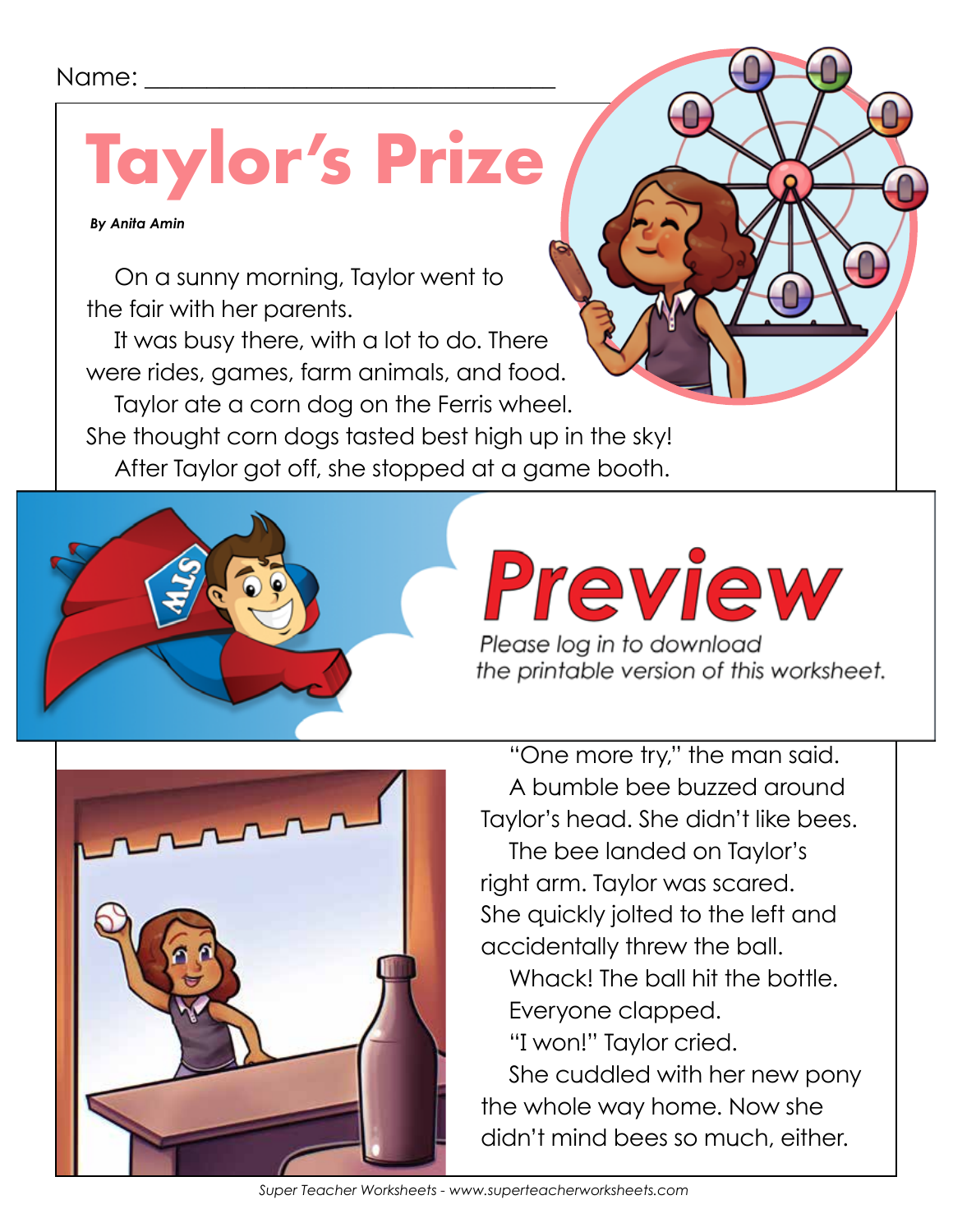Name: ______________________________

# Taylor's Prize

***By Anita Amin***

On a sunny morning, Taylor went to the fair with her parents.

It was busy there, with a lot to do. There were rides, games, farm animals, and food.

Taylor ate a corn dog on the Ferris wheel. She thought corn dogs tasted best high up in the sky!

After Taylor got off, she stopped at a game booth.

**Preview**

*Please log in to download the printable version of this worksheet.*

"One more try," the man said.

A bumble bee buzzed around Taylor's head. She didn't like bees.

The bee landed on Taylor's right arm. Taylor was scared. She quickly jolted to the left and accidentally threw the ball.

Whack! The ball hit the bottle.

Everyone clapped.

"I won!" Taylor cried.

She cuddled with her new pony the whole way home. Now she didn't mind bees so much, either.

*Super Teacher Worksheets - www.superteacherworksheets.com*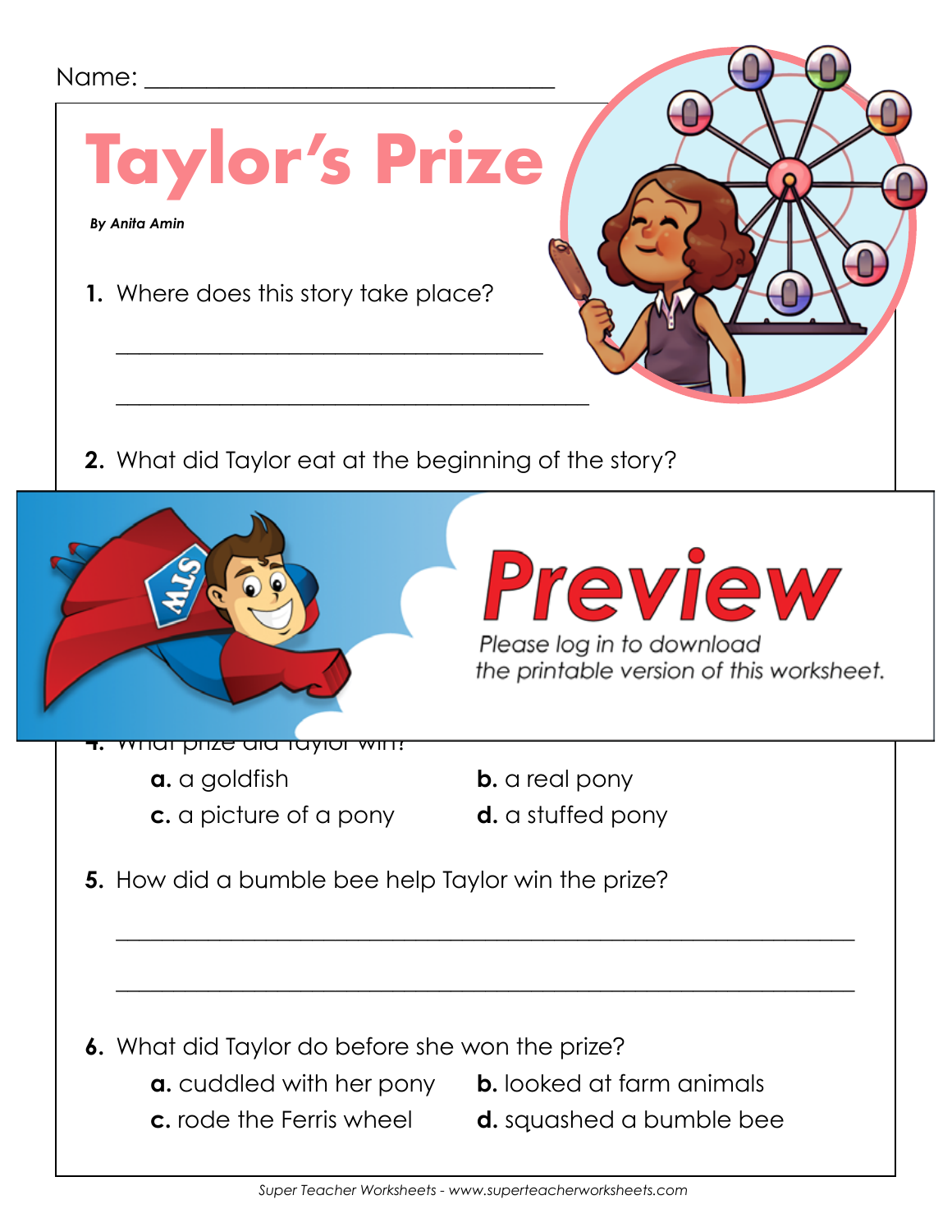Name: ________________________________

# Taylor's Prize

***By Anita Amin***

**1.** Where does this story take place?

____________________________________

____________________________________

**2.** What did Taylor eat at the beginning of the story?

**Preview**

*Please log in to download the printable version of this worksheet.*

**4.** What prize did Taylor win?

**a.** a goldfish  **b.** a real pony

**c.** a picture of a pony  **d.** a stuffed pony

**5.** How did a bumble bee help Taylor win the prize?

________________________________________________

________________________________________________

**6.** What did Taylor do before she won the prize?

**a.** cuddled with her pony  **b.** looked at farm animals

**c.** rode the Ferris wheel  **d.** squashed a bumble bee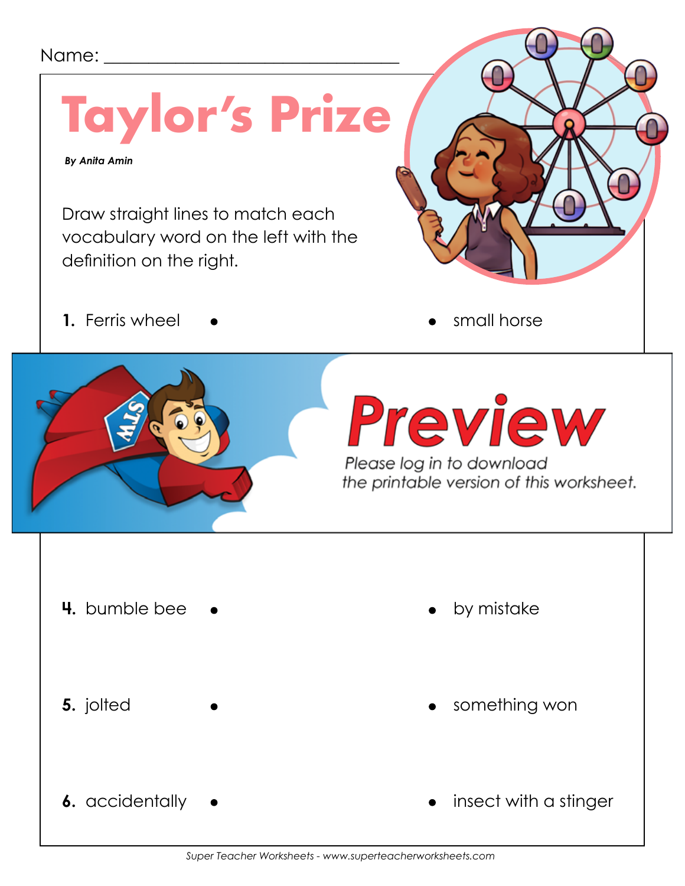Name: ___________________________________

# Taylor's Prize

***By Anita Amin***

Draw straight lines to match each vocabulary word on the left with the definition on the right.

**1.** Ferris wheel • • small horse

# Preview

*Please log in to download the printable version of this worksheet.*

**4.** bumble bee • • by mistake

**5.** jolted • • something won

**6.** accidentally • • insect with a stinger

*Super Teacher Worksheets - www.superteacherworksheets.com*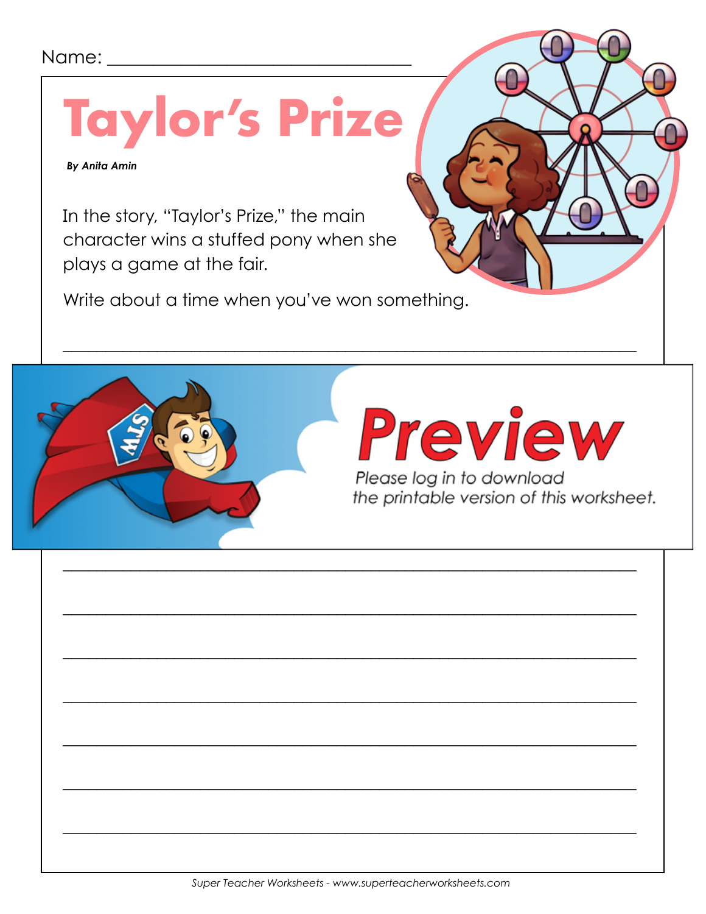Name: ________________________________

# Taylor's Prize

***By Anita Amin***

In the story, "Taylor's Prize," the main character wins a stuffed pony when she plays a game at the fair.

Write about a time when you've won something.

______________________________________________________________________

**Preview**

*Please log in to download the printable version of this worksheet.*

______________________________________________________________________

______________________________________________________________________

______________________________________________________________________

______________________________________________________________________

______________________________________________________________________

______________________________________________________________________

______________________________________________________________________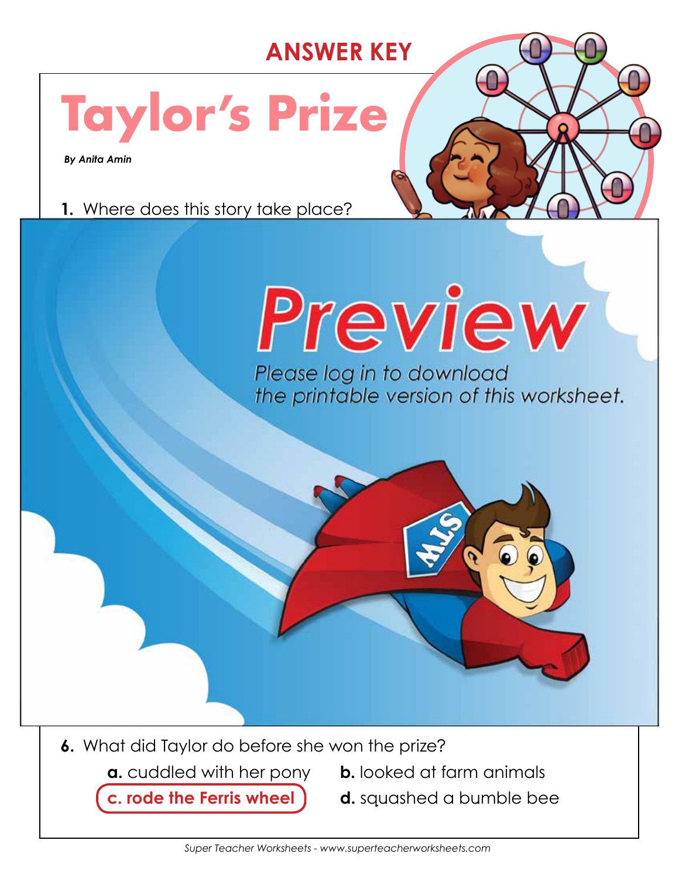**ANSWER KEY**

# Taylor's Prize

***By Anita Amin***

**1.** Where does this story take place?

Preview

Please log in to download the printable version of this worksheet.

**6.** What did Taylor do before she won the prize?

**a.** cuddled with her pony

**b.** looked at farm animals

**c. rode the Ferris wheel**

**d.** squashed a bumble bee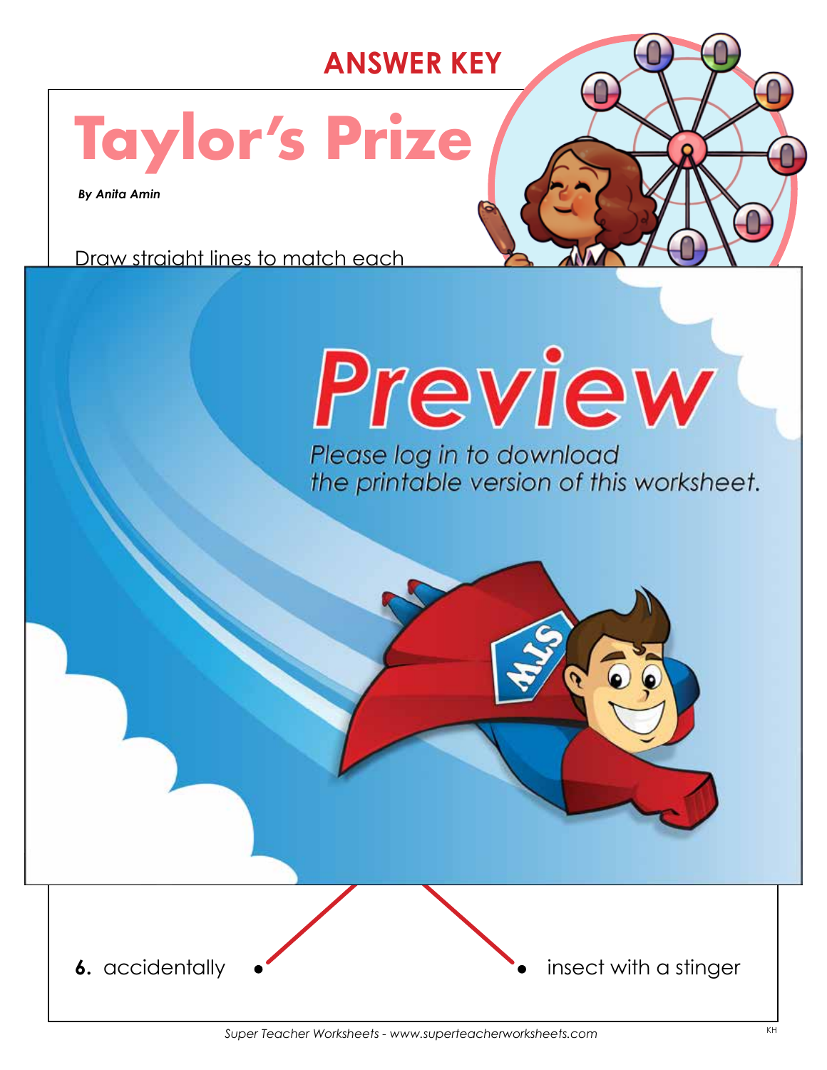ANSWER KEY

# Taylor's Prize

***By Anita Amin***

Draw straight lines to match each

Preview

Please log in to download the printable version of this worksheet.

**6.** accidentally • • insect with a stinger